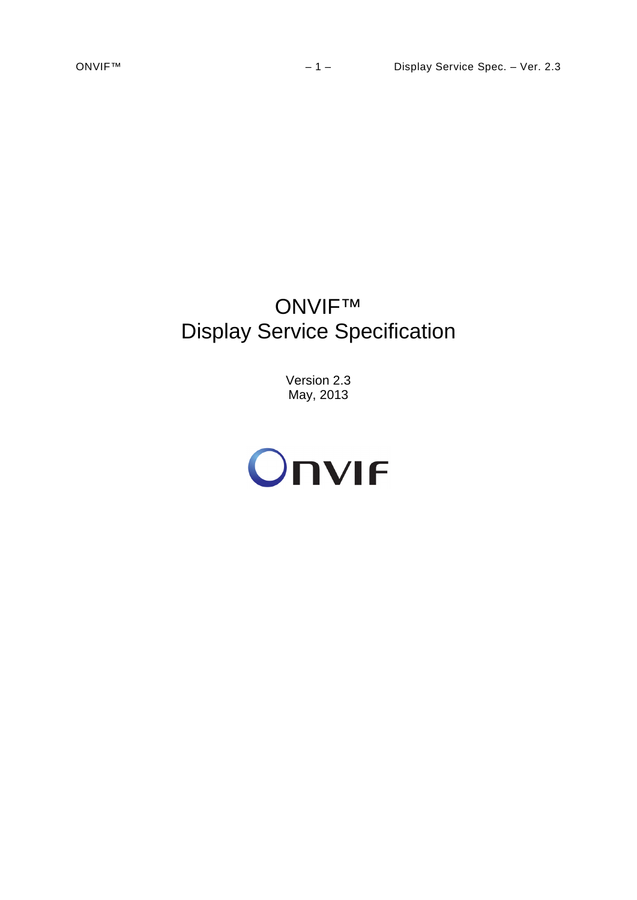# ONVIF™
# Display Service Specification

Version 2.3
May, 2013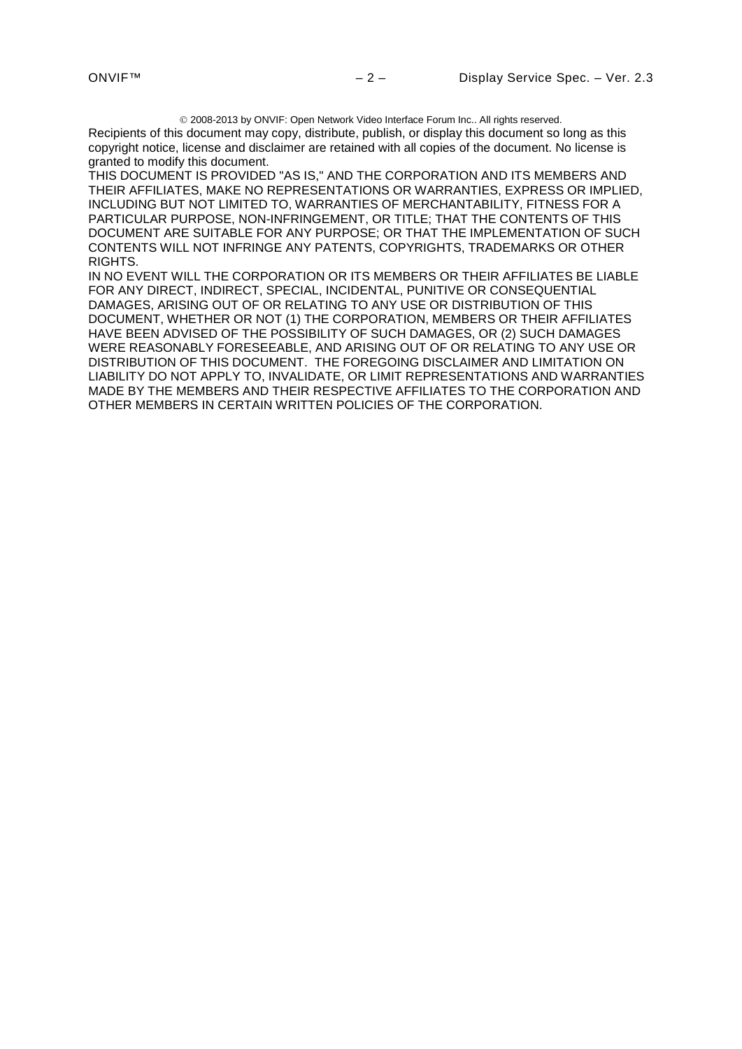© 2008-2013 by ONVIF: Open Network Video Interface Forum Inc.. All rights reserved.

Recipients of this document may copy, distribute, publish, or display this document so long as this copyright notice, license and disclaimer are retained with all copies of the document. No license is granted to modify this document.

THIS DOCUMENT IS PROVIDED "AS IS," AND THE CORPORATION AND ITS MEMBERS AND THEIR AFFILIATES, MAKE NO REPRESENTATIONS OR WARRANTIES, EXPRESS OR IMPLIED, INCLUDING BUT NOT LIMITED TO, WARRANTIES OF MERCHANTABILITY, FITNESS FOR A PARTICULAR PURPOSE, NON-INFRINGEMENT, OR TITLE; THAT THE CONTENTS OF THIS DOCUMENT ARE SUITABLE FOR ANY PURPOSE; OR THAT THE IMPLEMENTATION OF SUCH CONTENTS WILL NOT INFRINGE ANY PATENTS, COPYRIGHTS, TRADEMARKS OR OTHER RIGHTS.

IN NO EVENT WILL THE CORPORATION OR ITS MEMBERS OR THEIR AFFILIATES BE LIABLE FOR ANY DIRECT, INDIRECT, SPECIAL, INCIDENTAL, PUNITIVE OR CONSEQUENTIAL DAMAGES, ARISING OUT OF OR RELATING TO ANY USE OR DISTRIBUTION OF THIS DOCUMENT, WHETHER OR NOT (1) THE CORPORATION, MEMBERS OR THEIR AFFILIATES HAVE BEEN ADVISED OF THE POSSIBILITY OF SUCH DAMAGES, OR (2) SUCH DAMAGES WERE REASONABLY FORESEEABLE, AND ARISING OUT OF OR RELATING TO ANY USE OR DISTRIBUTION OF THIS DOCUMENT. THE FOREGOING DISCLAIMER AND LIMITATION ON LIABILITY DO NOT APPLY TO, INVALIDATE, OR LIMIT REPRESENTATIONS AND WARRANTIES MADE BY THE MEMBERS AND THEIR RESPECTIVE AFFILIATES TO THE CORPORATION AND OTHER MEMBERS IN CERTAIN WRITTEN POLICIES OF THE CORPORATION.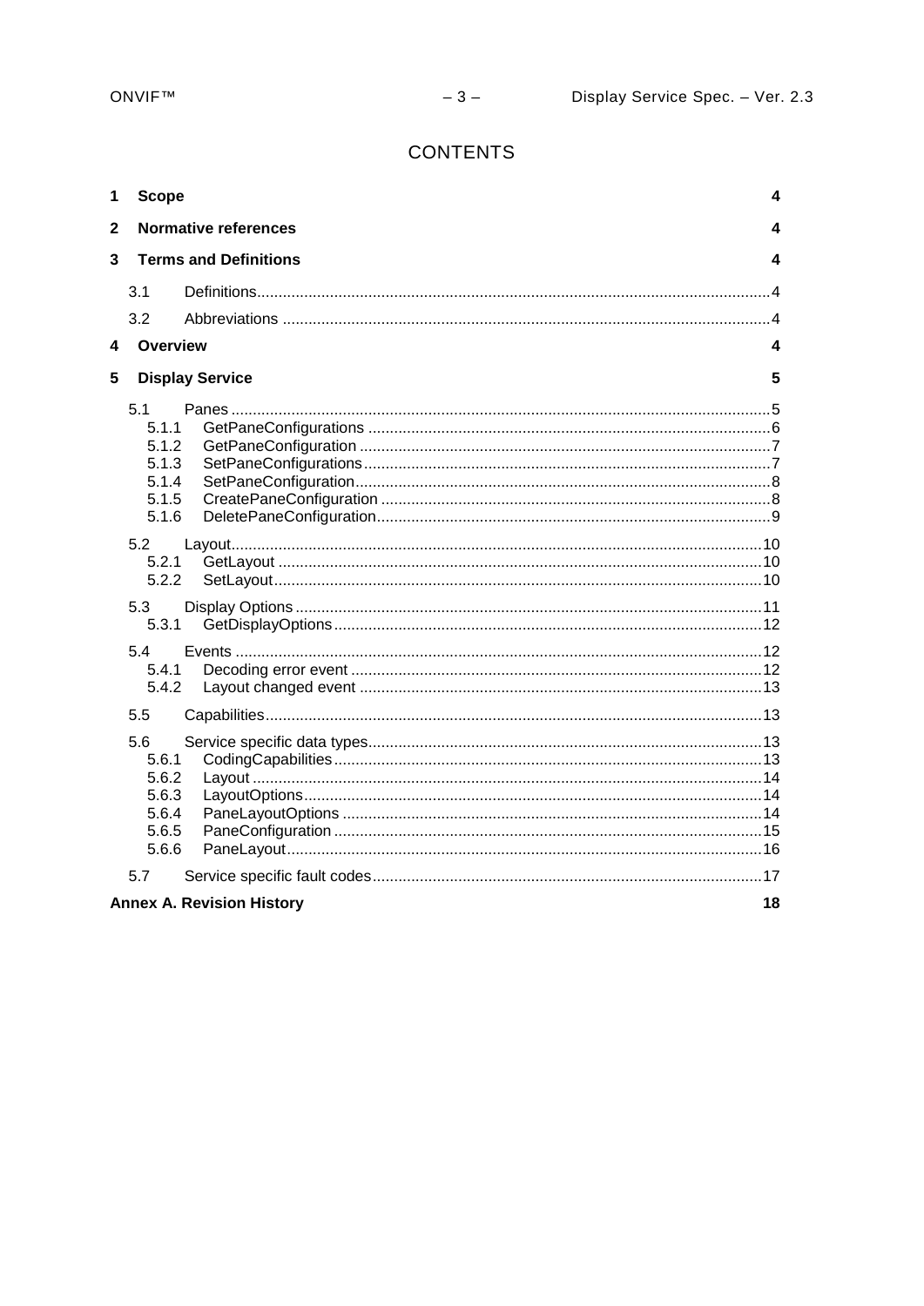# CONTENTS

| | | |
|---|---|---|
| **1** | **Scope** | **4** |
| **2** | **Normative references** | **4** |
| **3** | **Terms and Definitions** | **4** |
| 3.1 | Definitions | 4 |
| 3.2 | Abbreviations | 4 |
| **4** | **Overview** | **4** |
| **5** | **Display Service** | **5** |
| 5.1 | Panes | 5 |
| 5.1.1 | GetPaneConfigurations | 6 |
| 5.1.2 | GetPaneConfiguration | 7 |
| 5.1.3 | SetPaneConfigurations | 7 |
| 5.1.4 | SetPaneConfiguration | 8 |
| 5.1.5 | CreatePaneConfiguration | 8 |
| 5.1.6 | DeletePaneConfiguration | 9 |
| 5.2 | Layout | 10 |
| 5.2.1 | GetLayout | 10 |
| 5.2.2 | SetLayout | 10 |
| 5.3 | Display Options | 11 |
| 5.3.1 | GetDisplayOptions | 12 |
| 5.4 | Events | 12 |
| 5.4.1 | Decoding error event | 12 |
| 5.4.2 | Layout changed event | 13 |
| 5.5 | Capabilities | 13 |
| 5.6 | Service specific data types | 13 |
| 5.6.1 | CodingCapabilities | 13 |
| 5.6.2 | Layout | 14 |
| 5.6.3 | LayoutOptions | 14 |
| 5.6.4 | PaneLayoutOptions | 14 |
| 5.6.5 | PaneConfiguration | 15 |
| 5.6.6 | PaneLayout | 16 |
| 5.7 | Service specific fault codes | 17 |
| | **Annex A. Revision History** | **18** |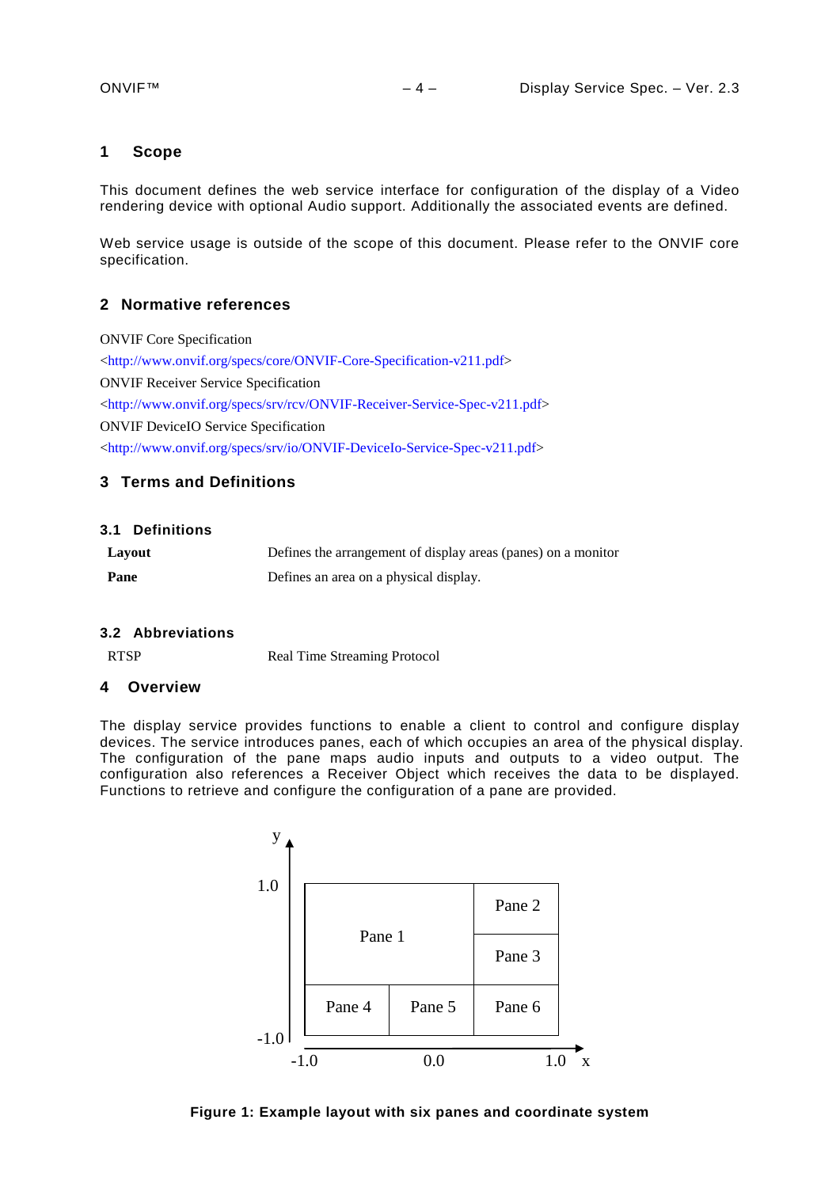# 1 Scope

This document defines the web service interface for configuration of the display of a Video rendering device with optional Audio support. Additionally the associated events are defined.

Web service usage is outside of the scope of this document. Please refer to the ONVIF core specification.

# 2 Normative references

ONVIF Core Specification

<http://www.onvif.org/specs/core/ONVIF-Core-Specification-v211.pdf>

ONVIF Receiver Service Specification

<http://www.onvif.org/specs/srv/rcv/ONVIF-Receiver-Service-Spec-v211.pdf>

ONVIF DeviceIO Service Specification

<http://www.onvif.org/specs/srv/io/ONVIF-DeviceIo-Service-Spec-v211.pdf>

# 3 Terms and Definitions

## 3.1 Definitions

| | |
|---|---|
| **Layout** | Defines the arrangement of display areas (panes) on a monitor |
| **Pane** | Defines an area on a physical display. |

## 3.2 Abbreviations

| | |
|---|---|
| RTSP | Real Time Streaming Protocol |

# 4 Overview

The display service provides functions to enable a client to control and configure display devices. The service introduces panes, each of which occupies an area of the physical display. The configuration of the pane maps audio inputs and outputs to a video output. The configuration also references a Receiver Object which receives the data to be displayed. Functions to retrieve and configure the configuration of a pane are provided.

**Figure 1: Example layout with six panes and coordinate system**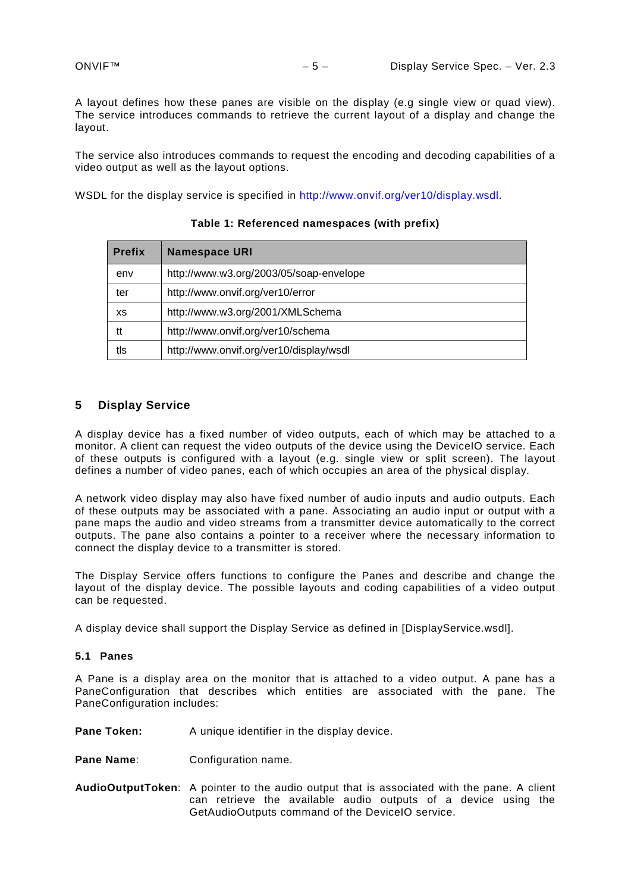A layout defines how these panes are visible on the display (e.g single view or quad view). The service introduces commands to retrieve the current layout of a display and change the layout.

The service also introduces commands to request the encoding and decoding capabilities of a video output as well as the layout options.

WSDL for the display service is specified in http://www.onvif.org/ver10/display.wsdl.

**Table 1: Referenced namespaces (with prefix)**

| Prefix | Namespace URI |
|---|---|
| env | http://www.w3.org/2003/05/soap-envelope |
| ter | http://www.onvif.org/ver10/error |
| xs | http://www.w3.org/2001/XMLSchema |
| tt | http://www.onvif.org/ver10/schema |
| tls | http://www.onvif.org/ver10/display/wsdl |

## 5 Display Service

A display device has a fixed number of video outputs, each of which may be attached to a monitor. A client can request the video outputs of the device using the DeviceIO service. Each of these outputs is configured with a layout (e.g. single view or split screen). The layout defines a number of video panes, each of which occupies an area of the physical display.

A network video display may also have fixed number of audio inputs and audio outputs. Each of these outputs may be associated with a pane. Associating an audio input or output with a pane maps the audio and video streams from a transmitter device automatically to the correct outputs. The pane also contains a pointer to a receiver where the necessary information to connect the display device to a transmitter is stored.

The Display Service offers functions to configure the Panes and describe and change the layout of the display device. The possible layouts and coding capabilities of a video output can be requested.

A display device shall support the Display Service as defined in [DisplayService.wsdl].

### 5.1 Panes

A Pane is a display area on the monitor that is attached to a video output. A pane has a PaneConfiguration that describes which entities are associated with the pane. The PaneConfiguration includes:

**Pane Token:** A unique identifier in the display device.

**Pane Name**: Configuration name.

**AudioOutputToken**: A pointer to the audio output that is associated with the pane. A client can retrieve the available audio outputs of a device using the GetAudioOutputs command of the DeviceIO service.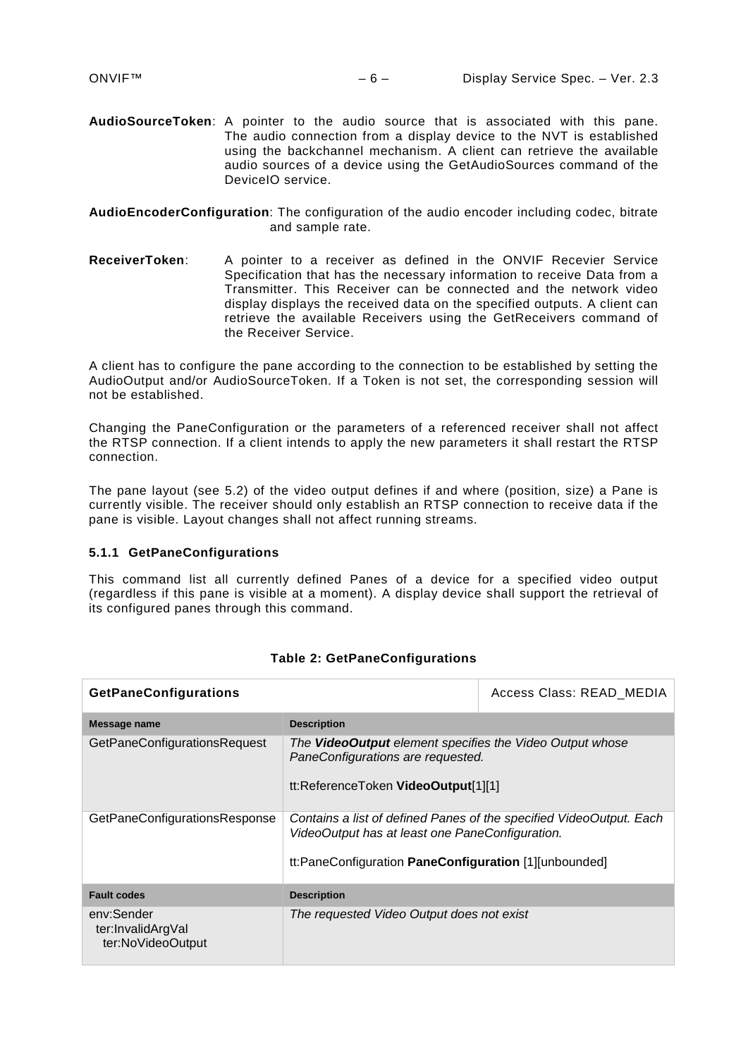**AudioSourceToken**: A pointer to the audio source that is associated with this pane. The audio connection from a display device to the NVT is established using the backchannel mechanism. A client can retrieve the available audio sources of a device using the GetAudioSources command of the DeviceIO service.

**AudioEncoderConfiguration**: The configuration of the audio encoder including codec, bitrate and sample rate.

**ReceiverToken**: A pointer to a receiver as defined in the ONVIF Recevier Service Specification that has the necessary information to receive Data from a Transmitter. This Receiver can be connected and the network video display displays the received data on the specified outputs. A client can retrieve the available Receivers using the GetReceivers command of the Receiver Service.

A client has to configure the pane according to the connection to be established by setting the AudioOutput and/or AudioSourceToken. If a Token is not set, the corresponding session will not be established.

Changing the PaneConfiguration or the parameters of a referenced receiver shall not affect the RTSP connection. If a client intends to apply the new parameters it shall restart the RTSP connection.

The pane layout (see 5.2) of the video output defines if and where (position, size) a Pane is currently visible. The receiver should only establish an RTSP connection to receive data if the pane is visible. Layout changes shall not affect running streams.

### 5.1.1 GetPaneConfigurations

This command list all currently defined Panes of a device for a specified video output (regardless if this pane is visible at a moment). A display device shall support the retrieval of its configured panes through this command.

**Table 2: GetPaneConfigurations**

| **GetPaneConfigurations** | | Access Class: READ_MEDIA |
|---|---|---|
| **Message name** | **Description** | |
| GetPaneConfigurationsRequest | *The **VideoOutput** element specifies the Video Output whose PaneConfigurations are requested.*<br><br>tt:ReferenceToken **VideoOutput**[1][1] | |
| GetPaneConfigurationsResponse | *Contains a list of defined Panes of the specified VideoOutput. Each VideoOutput has at least one PaneConfiguration.*<br><br>tt:PaneConfiguration **PaneConfiguration** [1][unbounded] | |
| **Fault codes** | **Description** | |
| env:Sender<br>ter:InvalidArgVal<br>ter:NoVideoOutput | *The requested Video Output does not exist* | |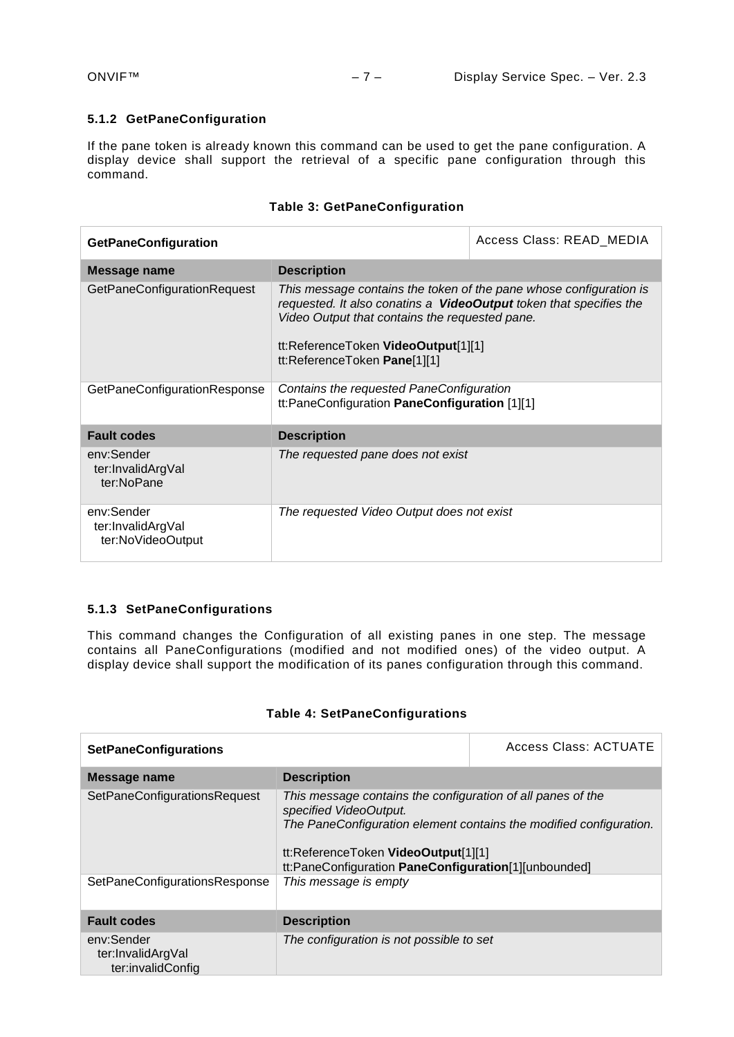### 5.1.2 GetPaneConfiguration

If the pane token is already known this command can be used to get the pane configuration. A display device shall support the retrieval of a specific pane configuration through this command.

**Table 3: GetPaneConfiguration**

| **GetPaneConfiguration** | | Access Class: READ_MEDIA |
|---|---|---|
| **Message name** | **Description** | |
| GetPaneConfigurationRequest | *This message contains the token of the pane whose configuration is requested. It also conatins a **VideoOutput** token that specifies the Video Output that contains the requested pane.*<br><br>tt:ReferenceToken **VideoOutput**[1][1]<br>tt:ReferenceToken **Pane**[1][1] | |
| GetPaneConfigurationResponse | *Contains the requested PaneConfiguration*<br>tt:PaneConfiguration **PaneConfiguration** [1][1] | |
| **Fault codes** | **Description** | |
| env:Sender<br>ter:InvalidArgVal<br>ter:NoPane | *The requested pane does not exist* | |
| env:Sender<br>ter:InvalidArgVal<br>ter:NoVideoOutput | *The requested Video Output does not exist* | |

### 5.1.3 SetPaneConfigurations

This command changes the Configuration of all existing panes in one step. The message contains all PaneConfigurations (modified and not modified ones) of the video output. A display device shall support the modification of its panes configuration through this command.

**Table 4: SetPaneConfigurations**

| **SetPaneConfigurations** | | Access Class: ACTUATE |
|---|---|---|
| **Message name** | **Description** | |
| SetPaneConfigurationsRequest | *This message contains the configuration of all panes of the specified VideoOutput.*<br>*The PaneConfiguration element contains the modified configuration.*<br><br>tt:ReferenceToken **VideoOutput**[1][1]<br>tt:PaneConfiguration **PaneConfiguration**[1][unbounded] | |
| SetPaneConfigurationsResponse | *This message is empty* | |
| **Fault codes** | **Description** | |
| env:Sender<br>ter:InvalidArgVal<br>ter:invalidConfig | *The configuration is not possible to set* | |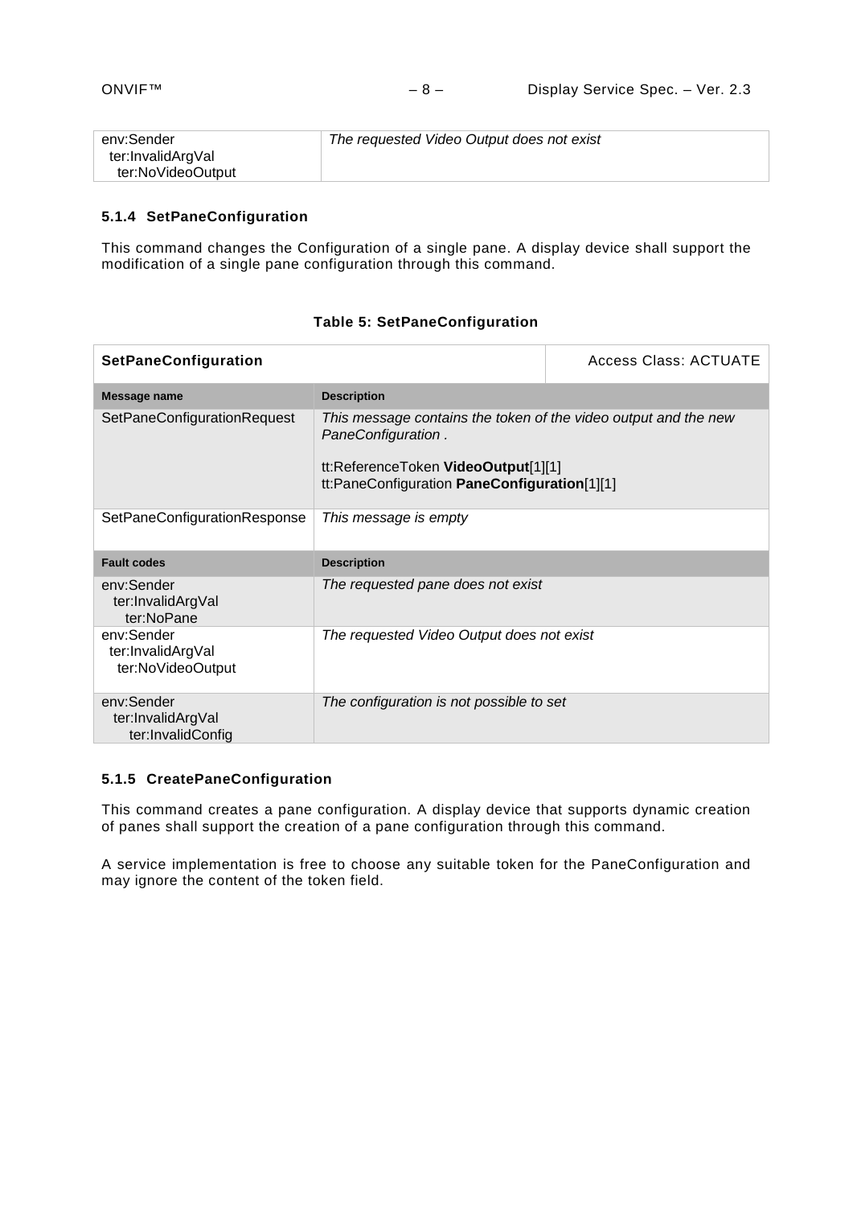| | |
|---|---|
| env:Sender<br>ter:InvalidArgVal<br>ter:NoVideoOutput | *The requested Video Output does not exist* |

### 5.1.4 SetPaneConfiguration

This command changes the Configuration of a single pane. A display device shall support the modification of a single pane configuration through this command.

**Table 5: SetPaneConfiguration**

| **SetPaneConfiguration** | | Access Class: ACTUATE |
|---|---|---|
| **Message name** | **Description** | |
| SetPaneConfigurationRequest | *This message contains the token of the video output and the new PaneConfiguration .*<br><br>tt:ReferenceToken **VideoOutput**[1][1]<br>tt:PaneConfiguration **PaneConfiguration**[1][1] | |
| SetPaneConfigurationResponse | *This message is empty* | |
| **Fault codes** | **Description** | |
| env:Sender<br>ter:InvalidArgVal<br>ter:NoPane | *The requested pane does not exist* | |
| env:Sender<br>ter:InvalidArgVal<br>ter:NoVideoOutput | *The requested Video Output does not exist* | |
| env:Sender<br>ter:InvalidArgVal<br>ter:InvalidConfig | *The configuration is not possible to set* | |

### 5.1.5 CreatePaneConfiguration

This command creates a pane configuration. A display device that supports dynamic creation of panes shall support the creation of a pane configuration through this command.

A service implementation is free to choose any suitable token for the PaneConfiguration and may ignore the content of the token field.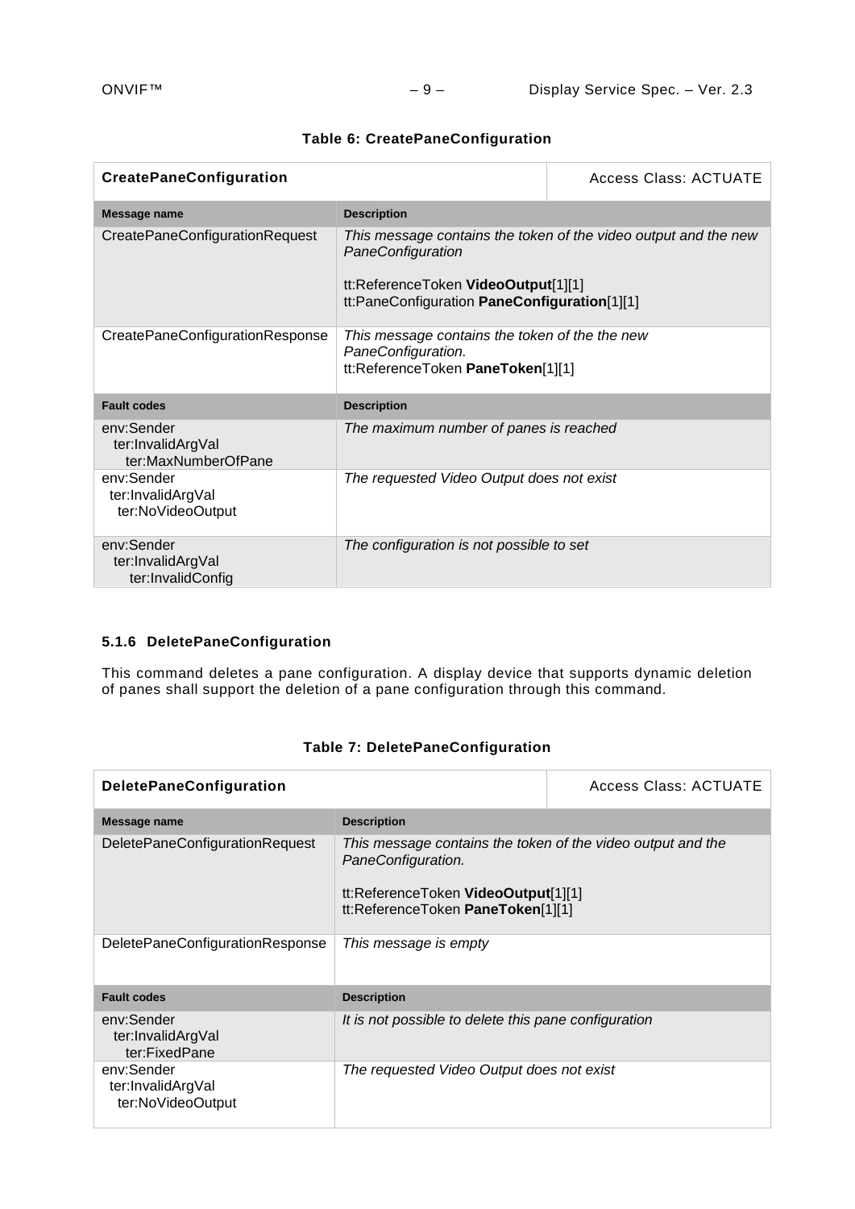**Table 6: CreatePaneConfiguration**

| **CreatePaneConfiguration** | Access Class: ACTUATE |
|---|---|
| **Message name** | **Description** |
| CreatePaneConfigurationRequest | *This message contains the token of the video output and the new PaneConfiguration*<br><br>tt:ReferenceToken **VideoOutput**[1][1]<br>tt:PaneConfiguration **PaneConfiguration**[1][1] |
| CreatePaneConfigurationResponse | *This message contains the token of the the new PaneConfiguration.*<br>tt:ReferenceToken **PaneToken**[1][1] |
| **Fault codes** | **Description** |
| env:Sender<br>ter:InvalidArgVal<br>ter:MaxNumberOfPane | *The maximum number of panes is reached* |
| env:Sender<br>ter:InvalidArgVal<br>ter:NoVideoOutput | *The requested Video Output does not exist* |
| env:Sender<br>ter:InvalidArgVal<br>ter:InvalidConfig | *The configuration is not possible to set* |

### 5.1.6 DeletePaneConfiguration

This command deletes a pane configuration. A display device that supports dynamic deletion of panes shall support the deletion of a pane configuration through this command.

**Table 7: DeletePaneConfiguration**

| **DeletePaneConfiguration** | Access Class: ACTUATE |
|---|---|
| **Message name** | **Description** |
| DeletePaneConfigurationRequest | *This message contains the token of the video output and the PaneConfiguration.*<br><br>tt:ReferenceToken **VideoOutput**[1][1]<br>tt:ReferenceToken **PaneToken**[1][1] |
| DeletePaneConfigurationResponse | *This message is empty* |
| **Fault codes** | **Description** |
| env:Sender<br>ter:InvalidArgVal<br>ter:FixedPane | *It is not possible to delete this pane configuration* |
| env:Sender<br>ter:InvalidArgVal<br>ter:NoVideoOutput | *The requested Video Output does not exist* |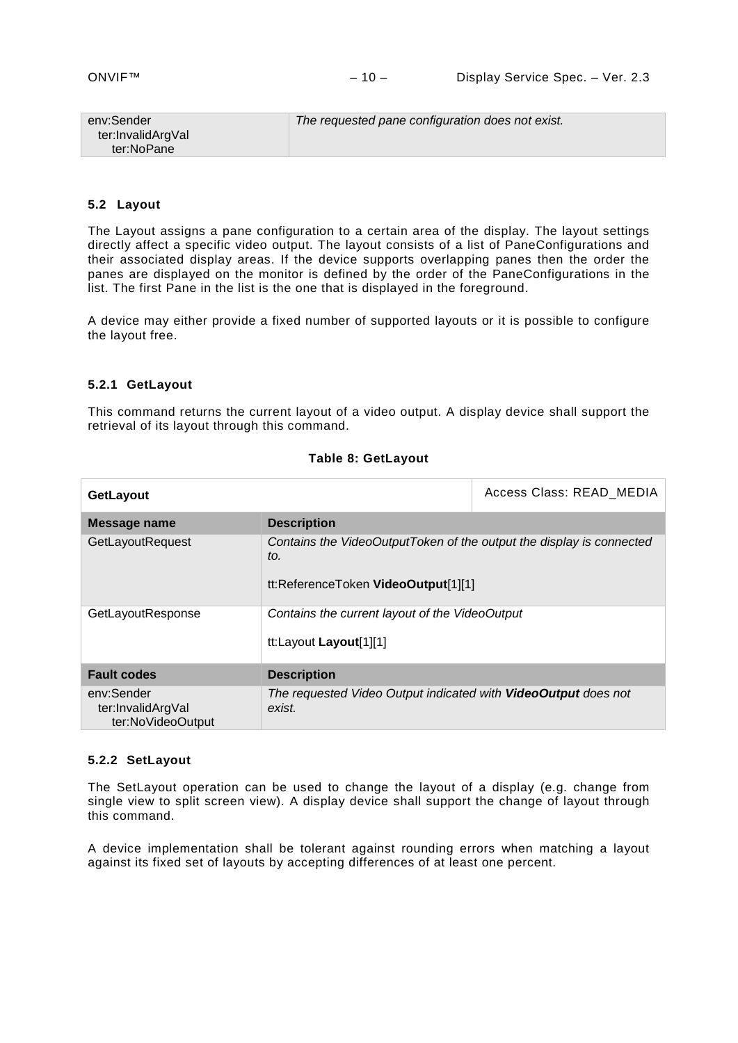| env:Sender<br>ter:InvalidArgVal<br>ter:NoPane | *The requested pane configuration does not exist.* |
|---|---|

### 5.2 Layout

The Layout assigns a pane configuration to a certain area of the display. The layout settings directly affect a specific video output. The layout consists of a list of PaneConfigurations and their associated display areas. If the device supports overlapping panes then the order the panes are displayed on the monitor is defined by the order of the PaneConfigurations in the list. The first Pane in the list is the one that is displayed in the foreground.

A device may either provide a fixed number of supported layouts or it is possible to configure the layout free.

#### 5.2.1 GetLayout

This command returns the current layout of a video output. A display device shall support the retrieval of its layout through this command.

**Table 8: GetLayout**

| **GetLayout** | Access Class: READ_MEDIA |
|---|---|
| **Message name** | **Description** |
| GetLayoutRequest | *Contains the VideoOutputToken of the output the display is connected to.*<br><br>tt:ReferenceToken **VideoOutput**[1][1] |
| GetLayoutResponse | *Contains the current layout of the VideoOutput*<br><br>tt:Layout **Layout**[1][1] |
| **Fault codes** | **Description** |
| env:Sender<br>ter:InvalidArgVal<br>ter:NoVideoOutput | *The requested Video Output indicated with **VideoOutput** does not exist.* |

#### 5.2.2 SetLayout

The SetLayout operation can be used to change the layout of a display (e.g. change from single view to split screen view). A display device shall support the change of layout through this command.

A device implementation shall be tolerant against rounding errors when matching a layout against its fixed set of layouts by accepting differences of at least one percent.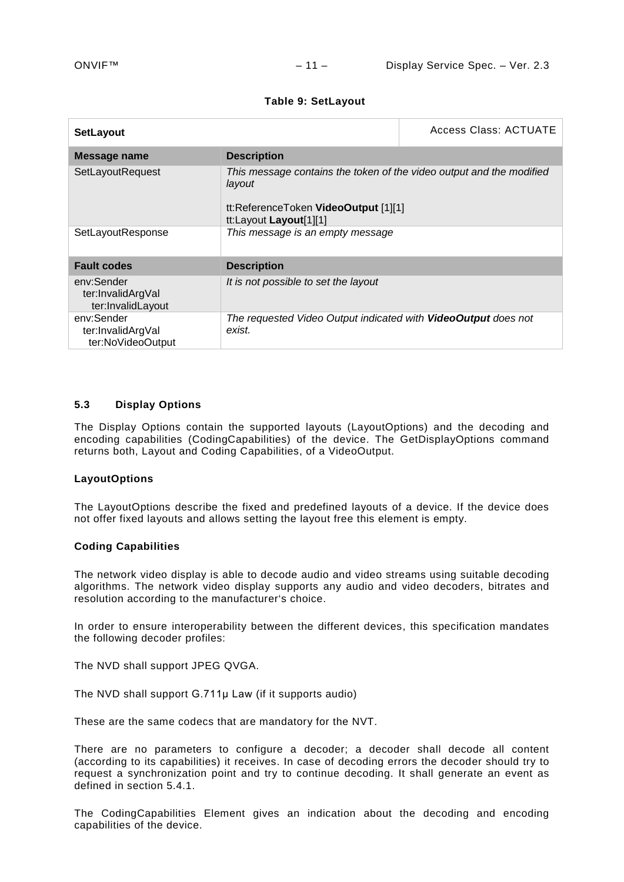**Table 9: SetLayout**

| **SetLayout** | | Access Class: ACTUATE |
|---|---|---|
| **Message name** | **Description** | |
| SetLayoutRequest | *This message contains the token of the video output and the modified layout*<br><br>tt:ReferenceToken **VideoOutput** [1][1]<br>tt:Layout **Layout**[1][1] | |
| SetLayoutResponse | *This message is an empty message* | |
| **Fault codes** | **Description** | |
| env:Sender<br>ter:InvalidArgVal<br>ter:InvalidLayout | *It is not possible to set the layout* | |
| env:Sender<br>ter:InvalidArgVal<br>ter:NoVideoOutput | *The requested Video Output indicated with **VideoOutput** does not exist.* | |

## 5.3 Display Options

The Display Options contain the supported layouts (LayoutOptions) and the decoding and encoding capabilities (CodingCapabilities) of the device. The GetDisplayOptions command returns both, Layout and Coding Capabilities, of a VideoOutput.

**LayoutOptions**

The LayoutOptions describe the fixed and predefined layouts of a device. If the device does not offer fixed layouts and allows setting the layout free this element is empty.

**Coding Capabilities**

The network video display is able to decode audio and video streams using suitable decoding algorithms. The network video display supports any audio and video decoders, bitrates and resolution according to the manufacturer's choice.

In order to ensure interoperability between the different devices, this specification mandates the following decoder profiles:

The NVD shall support JPEG QVGA.

The NVD shall support G.711µ Law (if it supports audio)

These are the same codecs that are mandatory for the NVT.

There are no parameters to configure a decoder; a decoder shall decode all content (according to its capabilities) it receives. In case of decoding errors the decoder should try to request a synchronization point and try to continue decoding. It shall generate an event as defined in section 5.4.1.

The CodingCapabilities Element gives an indication about the decoding and encoding capabilities of the device.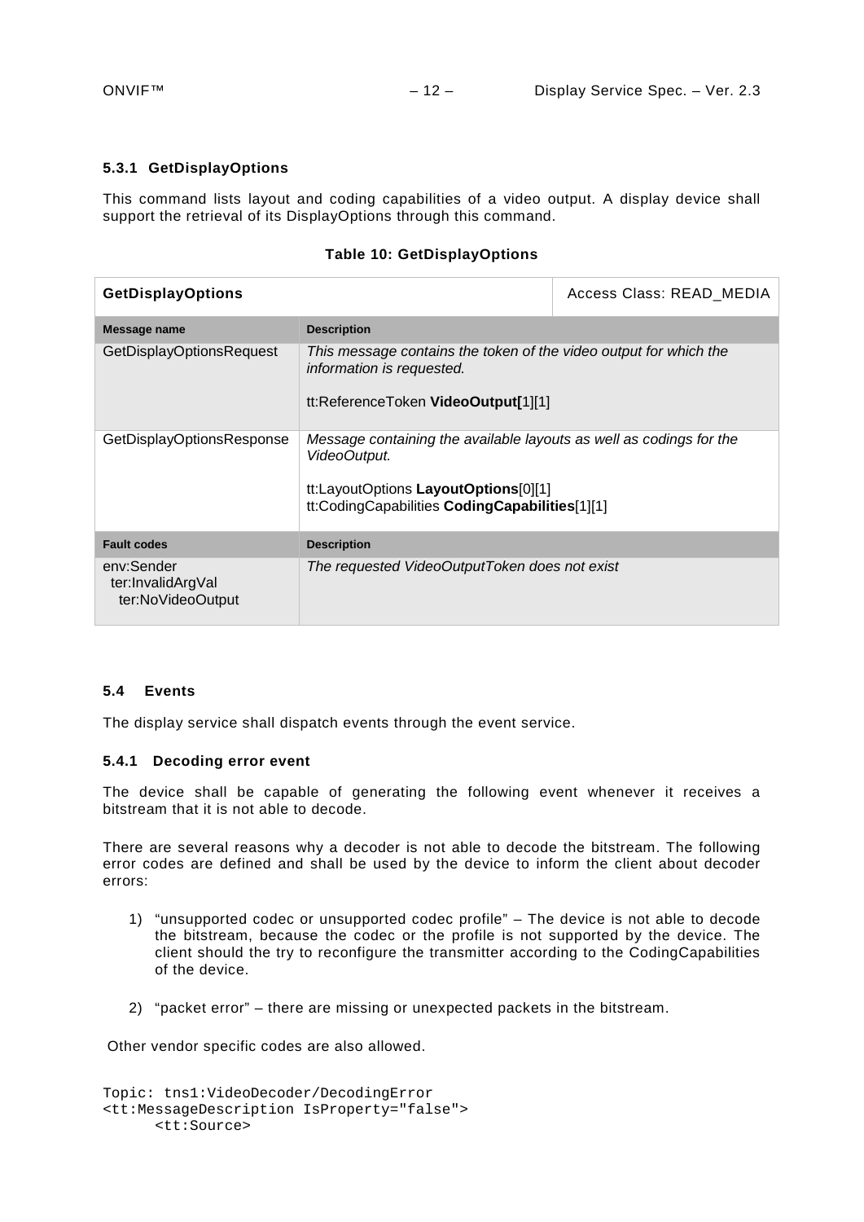### 5.3.1 GetDisplayOptions

This command lists layout and coding capabilities of a video output. A display device shall support the retrieval of its DisplayOptions through this command.

**Table 10: GetDisplayOptions**

| **GetDisplayOptions** | | Access Class: READ_MEDIA |
|---|---|---|
| **Message name** | **Description** | |
| GetDisplayOptionsRequest | *This message contains the token of the video output for which the information is requested.*<br><br>tt:ReferenceToken **VideoOutput[**1][1] | |
| GetDisplayOptionsResponse | *Message containing the available layouts as well as codings for the VideoOutput.*<br><br>tt:LayoutOptions **LayoutOptions**[0][1]<br>tt:CodingCapabilities **CodingCapabilities**[1][1] | |
| **Fault codes** | **Description** | |
| env:Sender<br>ter:InvalidArgVal<br>ter:NoVideoOutput | *The requested VideoOutputToken does not exist* | |

### 5.4 Events

The display service shall dispatch events through the event service.

#### 5.4.1 Decoding error event

The device shall be capable of generating the following event whenever it receives a bitstream that it is not able to decode.

There are several reasons why a decoder is not able to decode the bitstream. The following error codes are defined and shall be used by the device to inform the client about decoder errors:

1) "unsupported codec or unsupported codec profile" – The device is not able to decode the bitstream, because the codec or the profile is not supported by the device. The client should the try to reconfigure the transmitter according to the CodingCapabilities of the device.

2) "packet error" – there are missing or unexpected packets in the bitstream.

Other vendor specific codes are also allowed.

```
Topic: tns1:VideoDecoder/DecodingError
<tt:MessageDescription IsProperty="false">
      <tt:Source>
```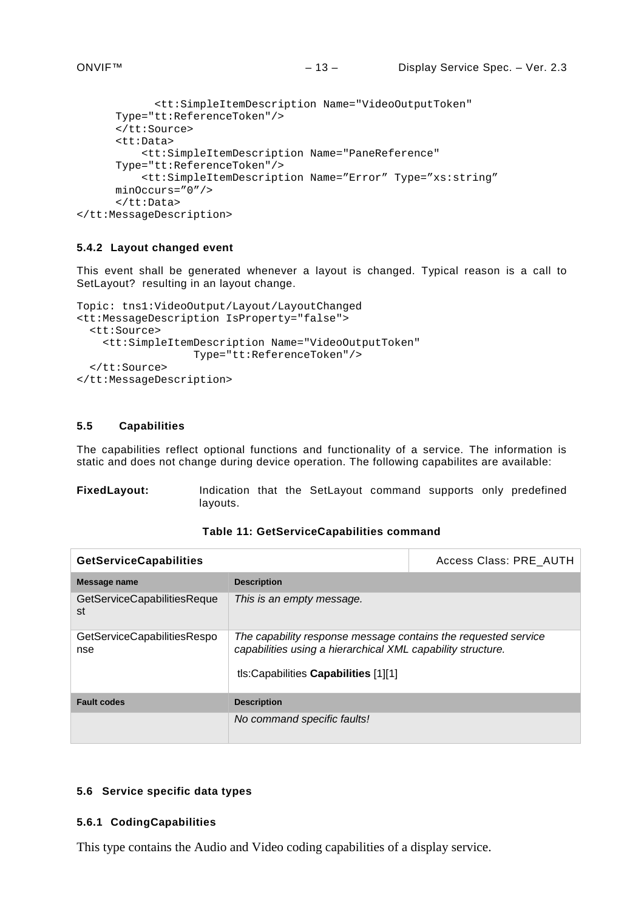```
            <tt:SimpleItemDescription Name="VideoOutputToken"
      Type="tt:ReferenceToken"/>
      </tt:Source>
      <tt:Data>
          <tt:SimpleItemDescription Name="PaneReference"
      Type="tt:ReferenceToken"/>
          <tt:SimpleItemDescription Name=”Error” Type=”xs:string”
      minOccurs=”0”/>
      </tt:Data>
</tt:MessageDescription>
```

### 5.4.2 Layout changed event

This event shall be generated whenever a layout is changed. Typical reason is a call to SetLayout? resulting in an layout change.

```
Topic: tns1:VideoOutput/Layout/LayoutChanged
<tt:MessageDescription IsProperty="false">
  <tt:Source>
    <tt:SimpleItemDescription Name="VideoOutputToken"
                 Type="tt:ReferenceToken"/>
  </tt:Source>
</tt:MessageDescription>
```

## 5.5 Capabilities

The capabilities reflect optional functions and functionality of a service. The information is static and does not change during device operation. The following capabilites are available:

**FixedLayout:** Indication that the SetLayout command supports only predefined layouts.

**Table 11: GetServiceCapabilities command**

| **GetServiceCapabilities** | | Access Class: PRE_AUTH |
|---|---|---|
| **Message name** | **Description** | |
| GetServiceCapabilitiesRequest | *This is an empty message.* | |
| GetServiceCapabilitiesResponse | *The capability response message contains the requested service capabilities using a hierarchical XML capability structure.*<br><br>tls:Capabilities **Capabilities** [1][1] | |
| **Fault codes** | **Description** | |
| | *No command specific faults!* | |

## 5.6 Service specific data types

### 5.6.1 CodingCapabilities

This type contains the Audio and Video coding capabilities of a display service.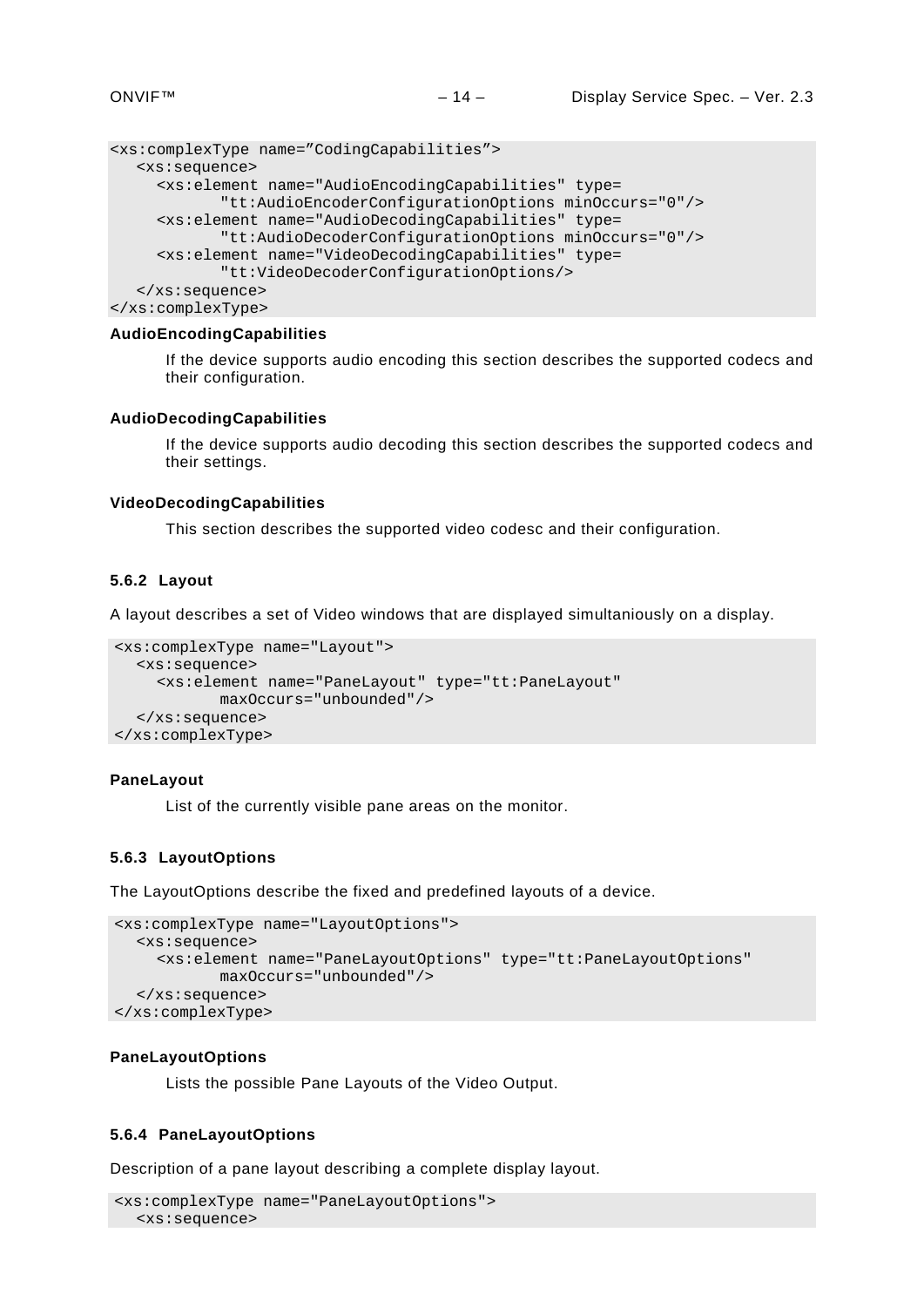```
<xs:complexType name="CodingCapabilities">
   <xs:sequence>
      <xs:element name="AudioEncodingCapabilities" type=
             "tt:AudioEncoderConfigurationOptions minOccurs="0"/>
      <xs:element name="AudioDecodingCapabilities" type=
             "tt:AudioDecoderConfigurationOptions minOccurs="0"/>
      <xs:element name="VideoDecodingCapabilities" type=
             "tt:VideoDecoderConfigurationOptions/>
   </xs:sequence>
</xs:complexType>
```

**AudioEncodingCapabilities**

If the device supports audio encoding this section describes the supported codecs and their configuration.

**AudioDecodingCapabilities**

If the device supports audio decoding this section describes the supported codecs and their settings.

**VideoDecodingCapabilities**

This section describes the supported video codesc and their configuration.

### 5.6.2 Layout

A layout describes a set of Video windows that are displayed simultaniously on a display.

```
<xs:complexType name="Layout">
   <xs:sequence>
      <xs:element name="PaneLayout" type="tt:PaneLayout"
             maxOccurs="unbounded"/>
   </xs:sequence>
</xs:complexType>
```

**PaneLayout**

List of the currently visible pane areas on the monitor.

### 5.6.3 LayoutOptions

The LayoutOptions describe the fixed and predefined layouts of a device.

```
<xs:complexType name="LayoutOptions">
   <xs:sequence>
      <xs:element name="PaneLayoutOptions" type="tt:PaneLayoutOptions"
             maxOccurs="unbounded"/>
   </xs:sequence>
</xs:complexType>
```

**PaneLayoutOptions**

Lists the possible Pane Layouts of the Video Output.

### 5.6.4 PaneLayoutOptions

Description of a pane layout describing a complete display layout.

```
<xs:complexType name="PaneLayoutOptions">
   <xs:sequence>
```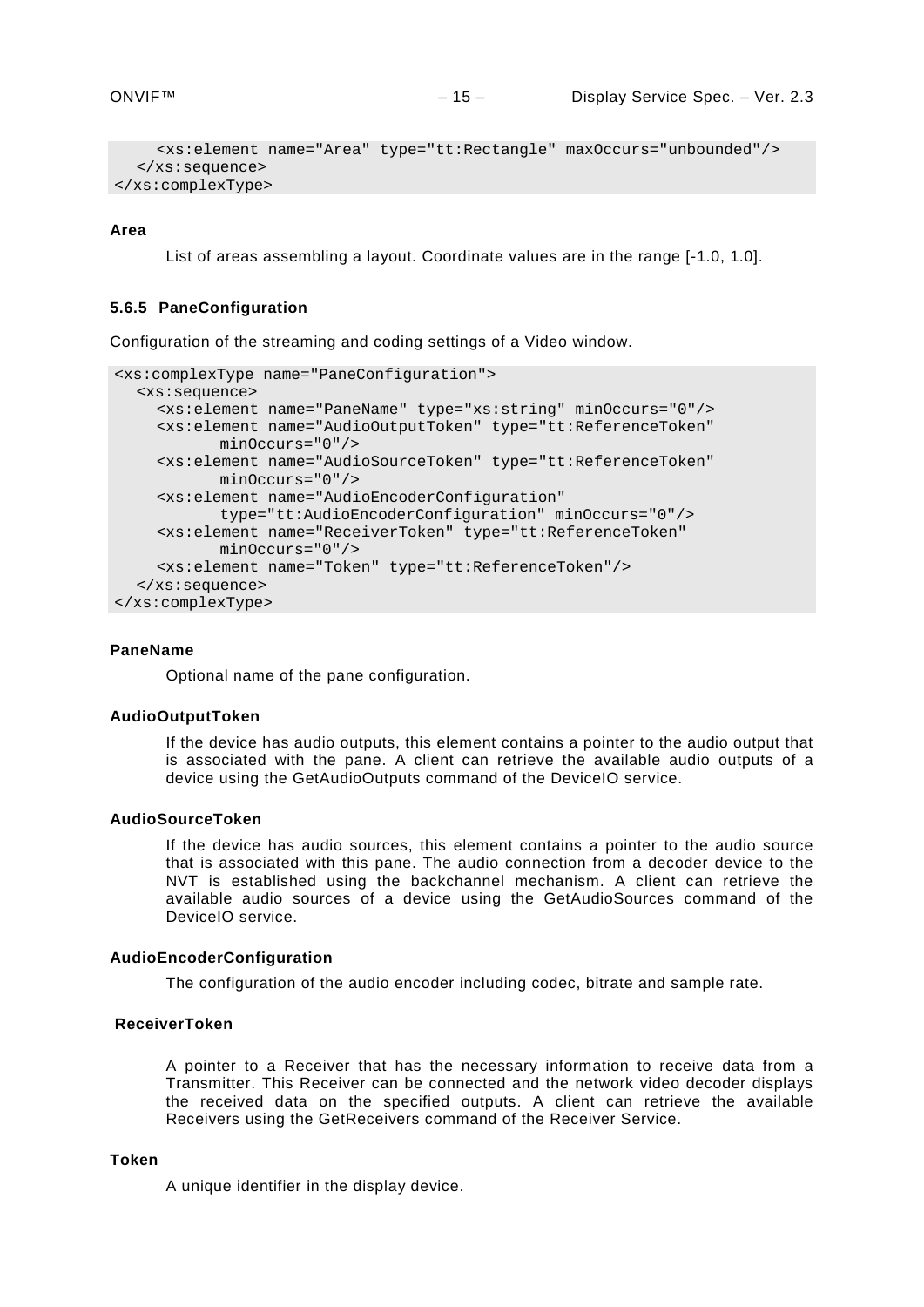```
    <xs:element name="Area" type="tt:Rectangle" maxOccurs="unbounded"/>
  </xs:sequence>
</xs:complexType>
```

**Area**

List of areas assembling a layout. Coordinate values are in the range [-1.0, 1.0].

### 5.6.5 PaneConfiguration

Configuration of the streaming and coding settings of a Video window.

```
<xs:complexType name="PaneConfiguration">
  <xs:sequence>
    <xs:element name="PaneName" type="xs:string" minOccurs="0"/>
    <xs:element name="AudioOutputToken" type="tt:ReferenceToken"
          minOccurs="0"/>
    <xs:element name="AudioSourceToken" type="tt:ReferenceToken"
          minOccurs="0"/>
    <xs:element name="AudioEncoderConfiguration"
          type="tt:AudioEncoderConfiguration" minOccurs="0"/>
    <xs:element name="ReceiverToken" type="tt:ReferenceToken"
          minOccurs="0"/>
    <xs:element name="Token" type="tt:ReferenceToken"/>
  </xs:sequence>
</xs:complexType>
```

**PaneName**

Optional name of the pane configuration.

**AudioOutputToken**

If the device has audio outputs, this element contains a pointer to the audio output that is associated with the pane. A client can retrieve the available audio outputs of a device using the GetAudioOutputs command of the DeviceIO service.

**AudioSourceToken**

If the device has audio sources, this element contains a pointer to the audio source that is associated with this pane. The audio connection from a decoder device to the NVT is established using the backchannel mechanism. A client can retrieve the available audio sources of a device using the GetAudioSources command of the DeviceIO service.

**AudioEncoderConfiguration**

The configuration of the audio encoder including codec, bitrate and sample rate.

**ReceiverToken**

A pointer to a Receiver that has the necessary information to receive data from a Transmitter. This Receiver can be connected and the network video decoder displays the received data on the specified outputs. A client can retrieve the available Receivers using the GetReceivers command of the Receiver Service.

**Token**

A unique identifier in the display device.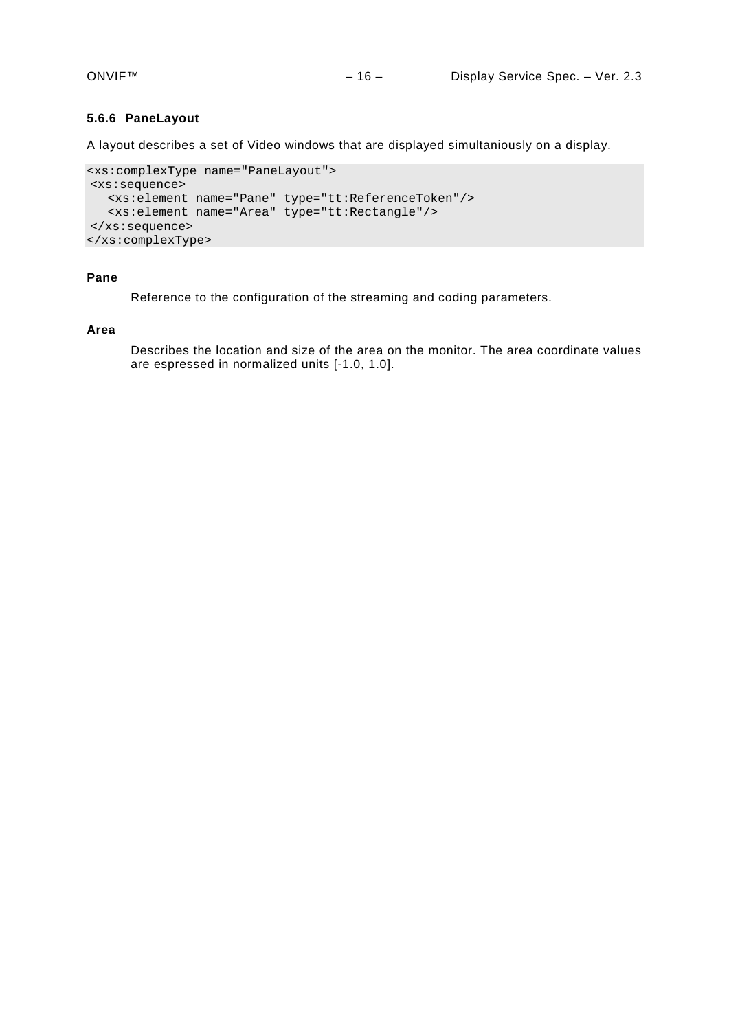### 5.6.6 PaneLayout

A layout describes a set of Video windows that are displayed simultaniously on a display.

```
<xs:complexType name="PaneLayout">
 <xs:sequence>
   <xs:element name="Pane" type="tt:ReferenceToken"/>
   <xs:element name="Area" type="tt:Rectangle"/>
 </xs:sequence>
</xs:complexType>
```

**Pane**

Reference to the configuration of the streaming and coding parameters.

**Area**

Describes the location and size of the area on the monitor. The area coordinate values are espressed in normalized units [-1.0, 1.0].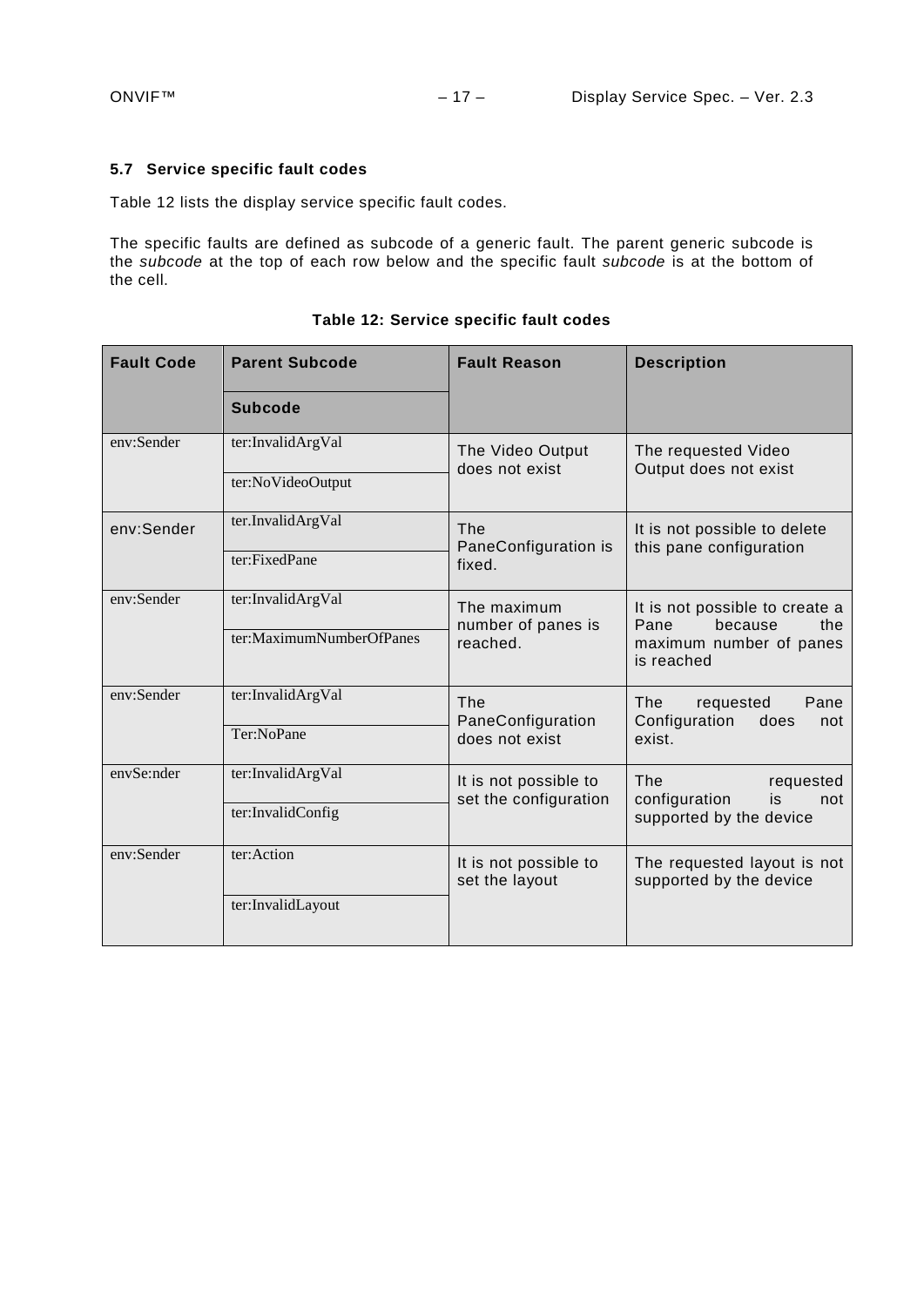### 5.7 Service specific fault codes

Table 12 lists the display service specific fault codes.

The specific faults are defined as subcode of a generic fault. The parent generic subcode is the *subcode* at the top of each row below and the specific fault *subcode* is at the bottom of the cell.

**Table 12: Service specific fault codes**

| Fault Code | Parent Subcode / Subcode | Fault Reason | Description |
|---|---|---|---|
| env:Sender | ter:InvalidArgVal<br>ter:NoVideoOutput | The Video Output does not exist | The requested Video Output does not exist |
| env:Sender | ter:InvalidArgVal<br>ter:FixedPane | The PaneConfiguration is fixed. | It is not possible to delete this pane configuration |
| env:Sender | ter:InvalidArgVal<br>ter:MaximumNumberOfPanes | The maximum number of panes is reached. | It is not possible to create a Pane because the maximum number of panes is reached |
| env:Sender | ter:InvalidArgVal<br>Ter:NoPane | The PaneConfiguration does not exist | The requested Pane Configuration does not exist. |
| envSe:nder | ter:InvalidArgVal<br>ter:InvalidConfig | It is not possible to set the configuration | The requested configuration is not supported by the device |
| env:Sender | ter:Action<br>ter:InvalidLayout | It is not possible to set the layout | The requested layout is not supported by the device |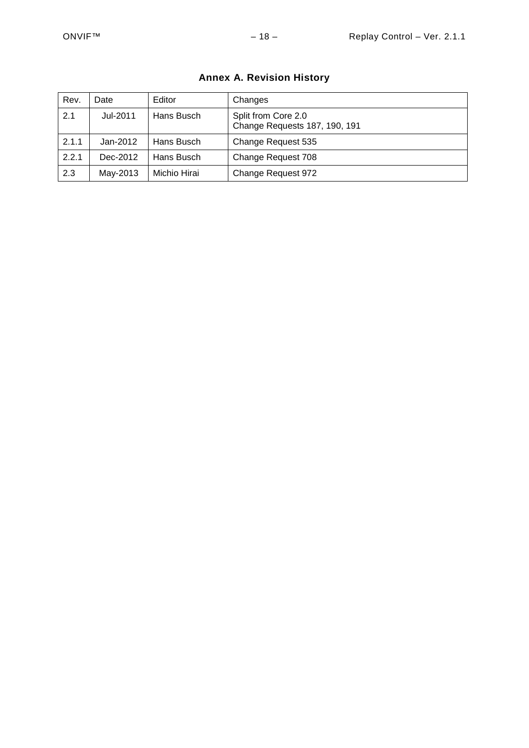## Annex A. Revision History

| Rev. | Date | Editor | Changes |
|---|---|---|---|
| 2.1 | Jul-2011 | Hans Busch | Split from Core 2.0<br>Change Requests 187, 190, 191 |
| 2.1.1 | Jan-2012 | Hans Busch | Change Request 535 |
| 2.2.1 | Dec-2012 | Hans Busch | Change Request 708 |
| 2.3 | May-2013 | Michio Hirai | Change Request 972 |